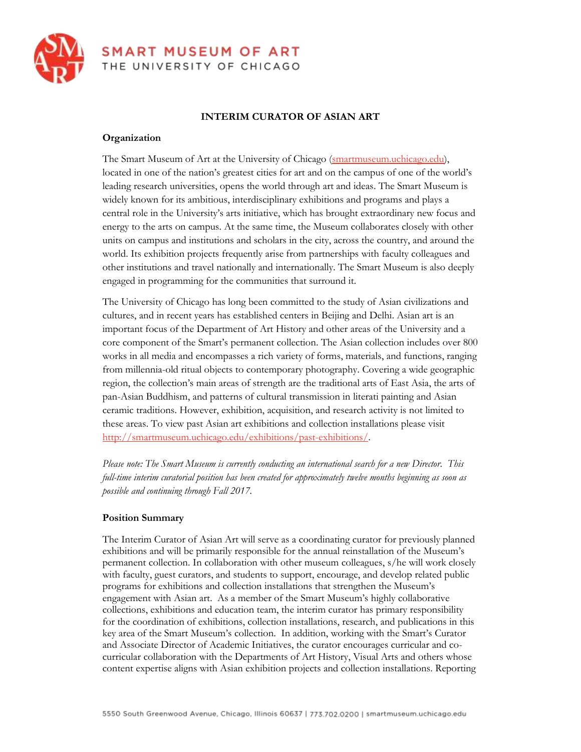SMART MUSEUM OF ART
THE UNIVERSITY OF CHICAGO

# INTERIM CURATOR OF ASIAN ART

## Organization

The Smart Museum of Art at the University of Chicago (smartmuseum.uchicago.edu), located in one of the nation's greatest cities for art and on the campus of one of the world's leading research universities, opens the world through art and ideas. The Smart Museum is widely known for its ambitious, interdisciplinary exhibitions and programs and plays a central role in the University's arts initiative, which has brought extraordinary new focus and energy to the arts on campus. At the same time, the Museum collaborates closely with other units on campus and institutions and scholars in the city, across the country, and around the world. Its exhibition projects frequently arise from partnerships with faculty colleagues and other institutions and travel nationally and internationally. The Smart Museum is also deeply engaged in programming for the communities that surround it.

The University of Chicago has long been committed to the study of Asian civilizations and cultures, and in recent years has established centers in Beijing and Delhi. Asian art is an important focus of the Department of Art History and other areas of the University and a core component of the Smart's permanent collection. The Asian collection includes over 800 works in all media and encompasses a rich variety of forms, materials, and functions, ranging from millennia-old ritual objects to contemporary photography. Covering a wide geographic region, the collection's main areas of strength are the traditional arts of East Asia, the arts of pan-Asian Buddhism, and patterns of cultural transmission in literati painting and Asian ceramic traditions. However, exhibition, acquisition, and research activity is not limited to these areas. To view past Asian art exhibitions and collection installations please visit http://smartmuseum.uchicago.edu/exhibitions/past-exhibitions/.

*Please note: The Smart Museum is currently conducting an international search for a new Director. This full-time interim curatorial position has been created for approximately twelve months beginning as soon as possible and continuing through Fall 2017.*

## Position Summary

The Interim Curator of Asian Art will serve as a coordinating curator for previously planned exhibitions and will be primarily responsible for the annual reinstallation of the Museum's permanent collection. In collaboration with other museum colleagues, s/he will work closely with faculty, guest curators, and students to support, encourage, and develop related public programs for exhibitions and collection installations that strengthen the Museum's engagement with Asian art. As a member of the Smart Museum's highly collaborative collections, exhibitions and education team, the interim curator has primary responsibility for the coordination of exhibitions, collection installations, research, and publications in this key area of the Smart Museum's collection. In addition, working with the Smart's Curator and Associate Director of Academic Initiatives, the curator encourages curricular and co-curricular collaboration with the Departments of Art History, Visual Arts and others whose content expertise aligns with Asian exhibition projects and collection installations. Reporting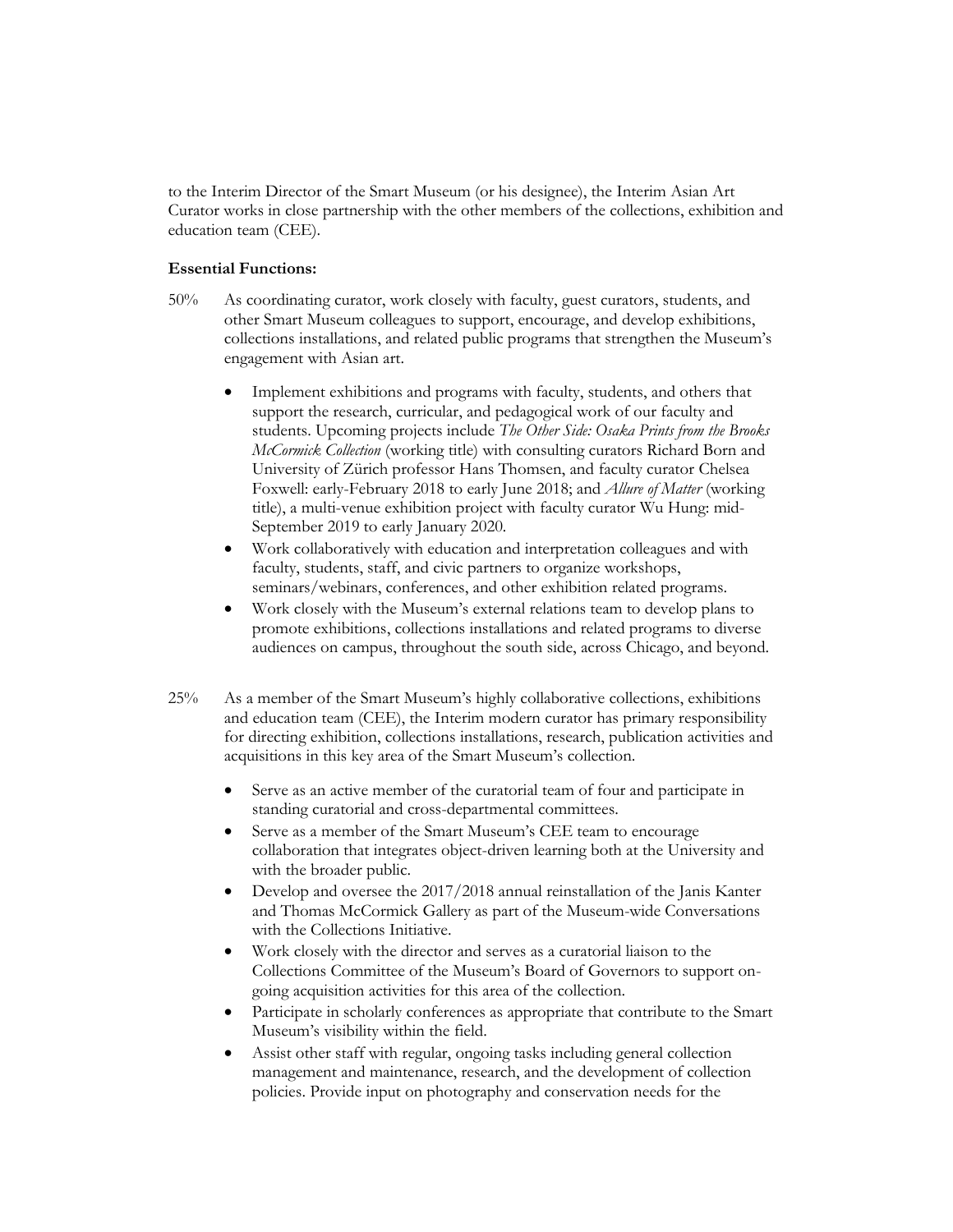to the Interim Director of the Smart Museum (or his designee), the Interim Asian Art Curator works in close partnership with the other members of the collections, exhibition and education team (CEE).

**Essential Functions:**

50% As coordinating curator, work closely with faculty, guest curators, students, and other Smart Museum colleagues to support, encourage, and develop exhibitions, collections installations, and related public programs that strengthen the Museum's engagement with Asian art.

- Implement exhibitions and programs with faculty, students, and others that support the research, curricular, and pedagogical work of our faculty and students. Upcoming projects include *The Other Side: Osaka Prints from the Brooks McCormick Collection* (working title) with consulting curators Richard Born and University of Zürich professor Hans Thomsen, and faculty curator Chelsea Foxwell: early-February 2018 to early June 2018; and *Allure of Matter* (working title), a multi-venue exhibition project with faculty curator Wu Hung: mid-September 2019 to early January 2020.
- Work collaboratively with education and interpretation colleagues and with faculty, students, staff, and civic partners to organize workshops, seminars/webinars, conferences, and other exhibition related programs.
- Work closely with the Museum's external relations team to develop plans to promote exhibitions, collections installations and related programs to diverse audiences on campus, throughout the south side, across Chicago, and beyond.

25% As a member of the Smart Museum's highly collaborative collections, exhibitions and education team (CEE), the Interim modern curator has primary responsibility for directing exhibition, collections installations, research, publication activities and acquisitions in this key area of the Smart Museum's collection.

- Serve as an active member of the curatorial team of four and participate in standing curatorial and cross-departmental committees.
- Serve as a member of the Smart Museum's CEE team to encourage collaboration that integrates object-driven learning both at the University and with the broader public.
- Develop and oversee the 2017/2018 annual reinstallation of the Janis Kanter and Thomas McCormick Gallery as part of the Museum-wide Conversations with the Collections Initiative.
- Work closely with the director and serves as a curatorial liaison to the Collections Committee of the Museum's Board of Governors to support on-going acquisition activities for this area of the collection.
- Participate in scholarly conferences as appropriate that contribute to the Smart Museum's visibility within the field.
- Assist other staff with regular, ongoing tasks including general collection management and maintenance, research, and the development of collection policies. Provide input on photography and conservation needs for the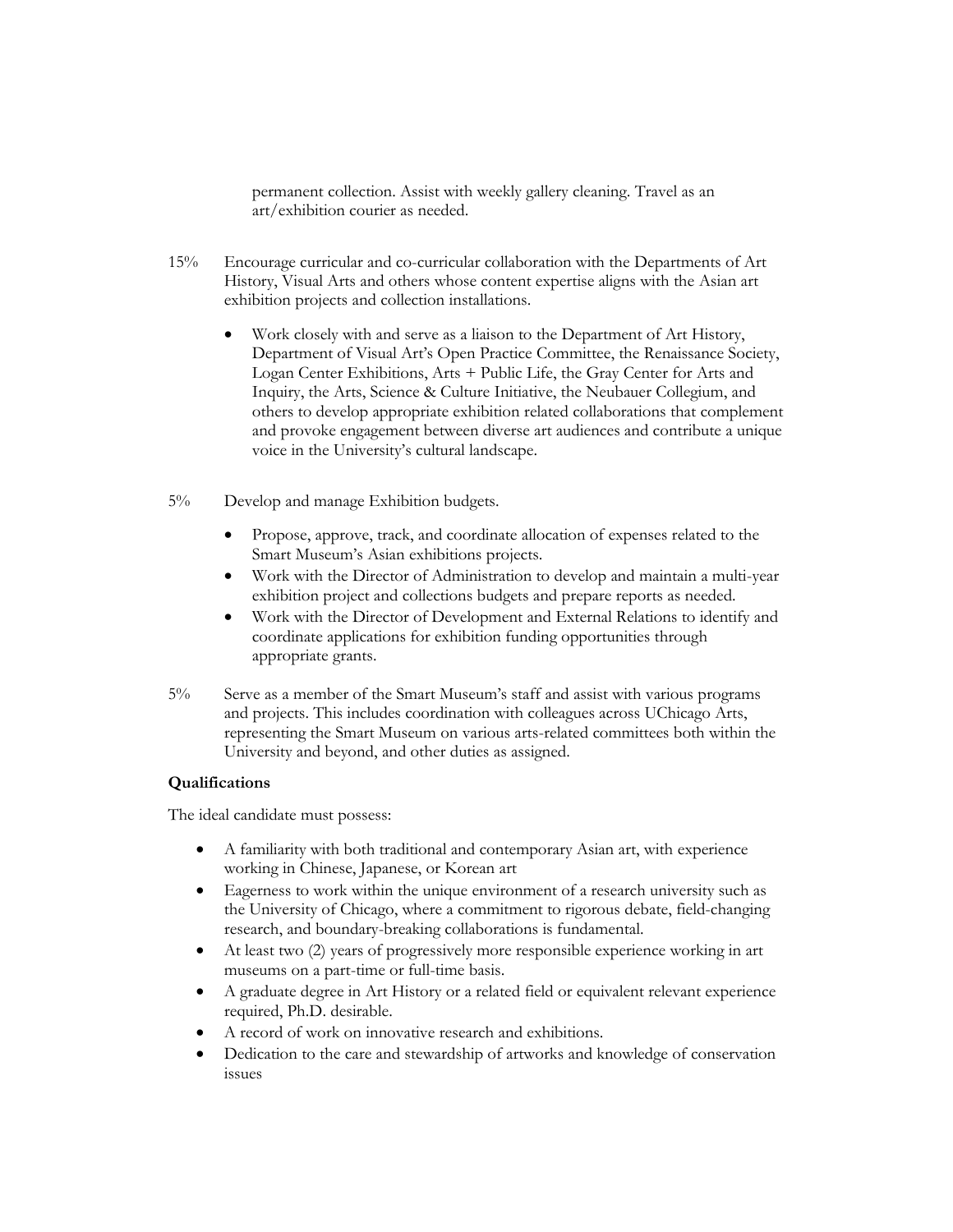permanent collection. Assist with weekly gallery cleaning. Travel as an art/exhibition courier as needed.

15% Encourage curricular and co-curricular collaboration with the Departments of Art History, Visual Arts and others whose content expertise aligns with the Asian art exhibition projects and collection installations.

- Work closely with and serve as a liaison to the Department of Art History, Department of Visual Art's Open Practice Committee, the Renaissance Society, Logan Center Exhibitions, Arts + Public Life, the Gray Center for Arts and Inquiry, the Arts, Science & Culture Initiative, the Neubauer Collegium, and others to develop appropriate exhibition related collaborations that complement and provoke engagement between diverse art audiences and contribute a unique voice in the University's cultural landscape.

5% Develop and manage Exhibition budgets.

- Propose, approve, track, and coordinate allocation of expenses related to the Smart Museum's Asian exhibitions projects.
- Work with the Director of Administration to develop and maintain a multi-year exhibition project and collections budgets and prepare reports as needed.
- Work with the Director of Development and External Relations to identify and coordinate applications for exhibition funding opportunities through appropriate grants.

5% Serve as a member of the Smart Museum's staff and assist with various programs and projects. This includes coordination with colleagues across UChicago Arts, representing the Smart Museum on various arts-related committees both within the University and beyond, and other duties as assigned.

**Qualifications**

The ideal candidate must possess:

- A familiarity with both traditional and contemporary Asian art, with experience working in Chinese, Japanese, or Korean art
- Eagerness to work within the unique environment of a research university such as the University of Chicago, where a commitment to rigorous debate, field-changing research, and boundary-breaking collaborations is fundamental.
- At least two (2) years of progressively more responsible experience working in art museums on a part-time or full-time basis.
- A graduate degree in Art History or a related field or equivalent relevant experience required, Ph.D. desirable.
- A record of work on innovative research and exhibitions.
- Dedication to the care and stewardship of artworks and knowledge of conservation issues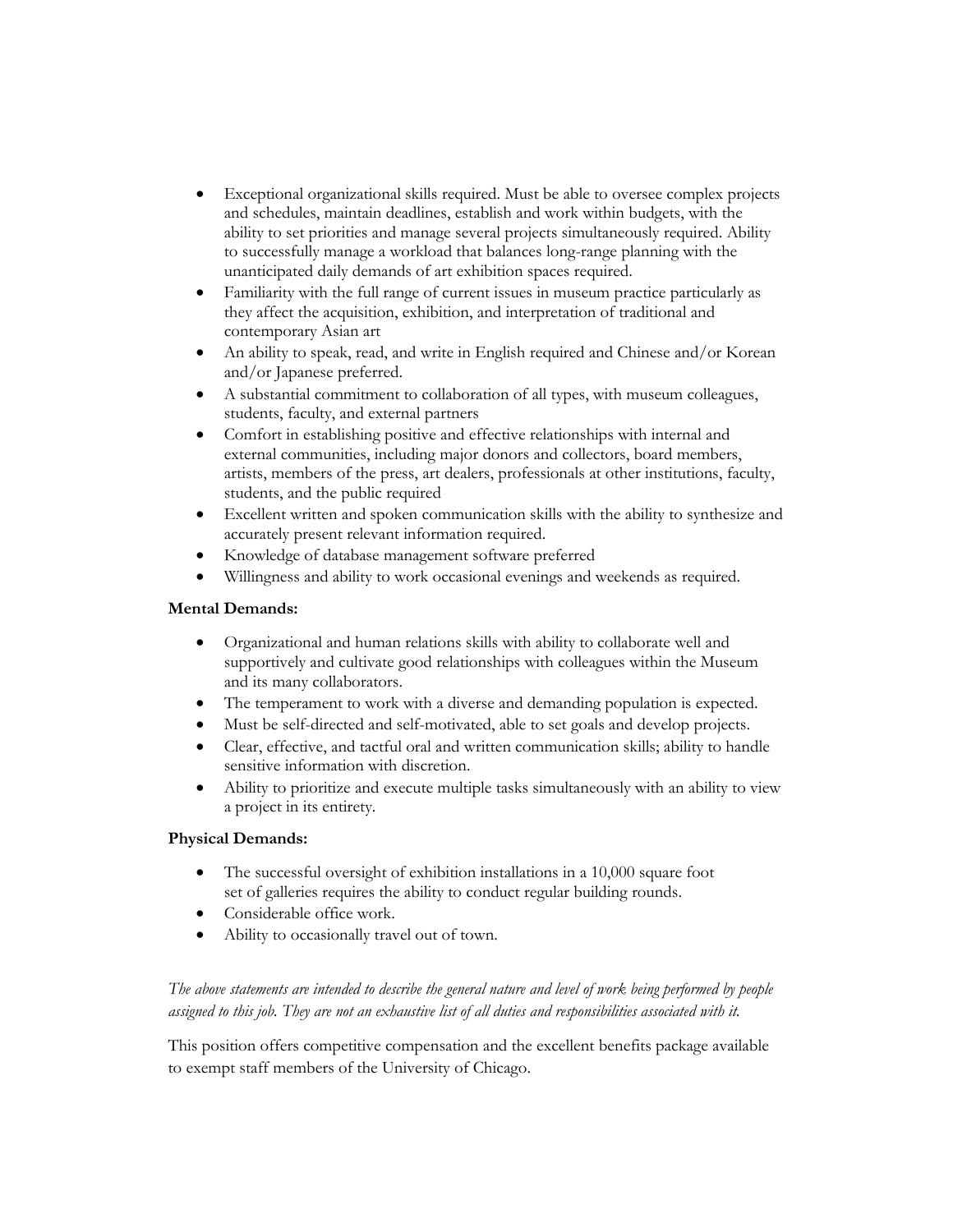- Exceptional organizational skills required. Must be able to oversee complex projects and schedules, maintain deadlines, establish and work within budgets, with the ability to set priorities and manage several projects simultaneously required. Ability to successfully manage a workload that balances long-range planning with the unanticipated daily demands of art exhibition spaces required.
- Familiarity with the full range of current issues in museum practice particularly as they affect the acquisition, exhibition, and interpretation of traditional and contemporary Asian art
- An ability to speak, read, and write in English required and Chinese and/or Korean and/or Japanese preferred.
- A substantial commitment to collaboration of all types, with museum colleagues, students, faculty, and external partners
- Comfort in establishing positive and effective relationships with internal and external communities, including major donors and collectors, board members, artists, members of the press, art dealers, professionals at other institutions, faculty, students, and the public required
- Excellent written and spoken communication skills with the ability to synthesize and accurately present relevant information required.
- Knowledge of database management software preferred
- Willingness and ability to work occasional evenings and weekends as required.

**Mental Demands:**

- Organizational and human relations skills with ability to collaborate well and supportively and cultivate good relationships with colleagues within the Museum and its many collaborators.
- The temperament to work with a diverse and demanding population is expected.
- Must be self-directed and self-motivated, able to set goals and develop projects.
- Clear, effective, and tactful oral and written communication skills; ability to handle sensitive information with discretion.
- Ability to prioritize and execute multiple tasks simultaneously with an ability to view a project in its entirety.

**Physical Demands:**

- The successful oversight of exhibition installations in a 10,000 square foot set of galleries requires the ability to conduct regular building rounds.
- Considerable office work.
- Ability to occasionally travel out of town.

*The above statements are intended to describe the general nature and level of work being performed by people assigned to this job. They are not an exhaustive list of all duties and responsibilities associated with it.*

This position offers competitive compensation and the excellent benefits package available to exempt staff members of the University of Chicago.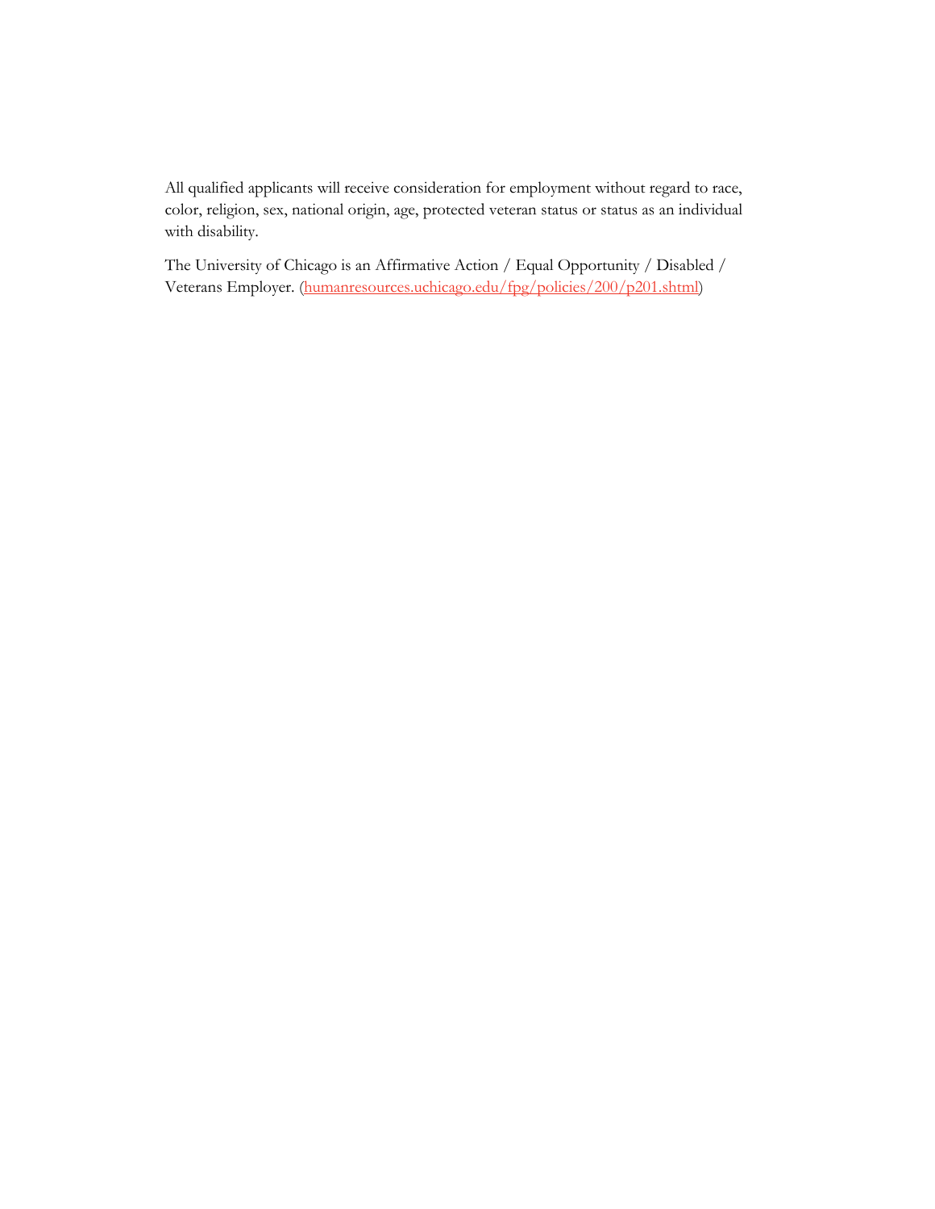All qualified applicants will receive consideration for employment without regard to race, color, religion, sex, national origin, age, protected veteran status or status as an individual with disability.

The University of Chicago is an Affirmative Action / Equal Opportunity / Disabled / Veterans Employer. (humanresources.uchicago.edu/fpg/policies/200/p201.shtml)